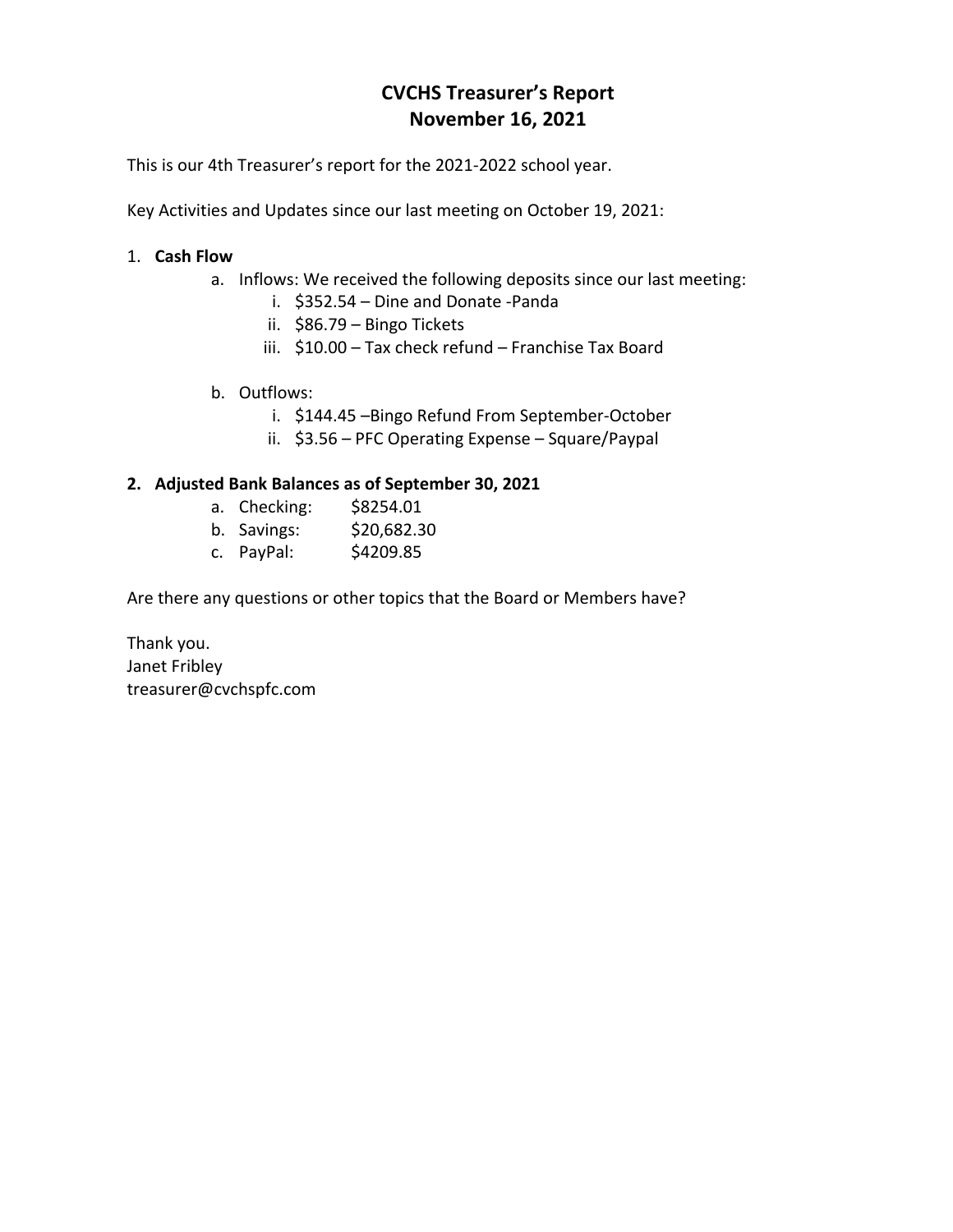# CVCHS Treasurer's Report
## November 16, 2021

This is our 4th Treasurer's report for the 2021-2022 school year.

Key Activities and Updates since our last meeting on October 19, 2021:

1. **Cash Flow**
    a. Inflows: We received the following deposits since our last meeting:
        i. $352.54 – Dine and Donate -Panda
        ii. $86.79 – Bingo Tickets
        iii. $10.00 – Tax check refund – Franchise Tax Board

    b. Outflows:
        i. $144.45 –Bingo Refund From September-October
        ii. $3.56 – PFC Operating Expense – Square/Paypal

2. **Adjusted Bank Balances as of September 30, 2021**
    a. Checking: $8254.01
    b. Savings: $20,682.30
    c. PayPal: $4209.85

Are there any questions or other topics that the Board or Members have?

Thank you.
Janet Fribley
treasurer@cvchspfc.com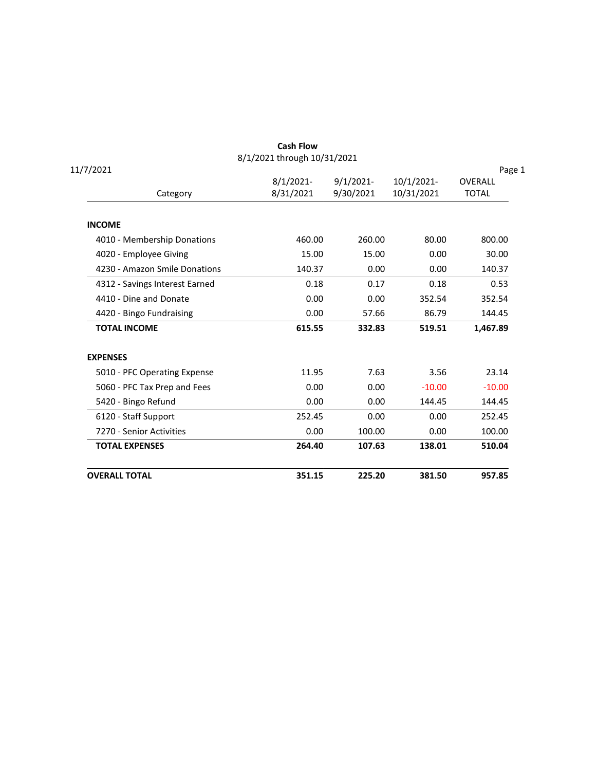# Cash Flow

8/1/2021 through 10/31/2021

11/7/2021

| Category | 8/1/2021-8/31/2021 | 9/1/2021-9/30/2021 | 10/1/2021-10/31/2021 | OVERALL TOTAL |
|---|---|---|---|---|
| **INCOME** | | | | |
| 4010 - Membership Donations | 460.00 | 260.00 | 80.00 | 800.00 |
| 4020 - Employee Giving | 15.00 | 15.00 | 0.00 | 30.00 |
| 4230 - Amazon Smile Donations | 140.37 | 0.00 | 0.00 | 140.37 |
| 4312 - Savings Interest Earned | 0.18 | 0.17 | 0.18 | 0.53 |
| 4410 - Dine and Donate | 0.00 | 0.00 | 352.54 | 352.54 |
| 4420 - Bingo Fundraising | 0.00 | 57.66 | 86.79 | 144.45 |
| **TOTAL INCOME** | **615.55** | **332.83** | **519.51** | **1,467.89** |
| **EXPENSES** | | | | |
| 5010 - PFC Operating Expense | 11.95 | 7.63 | 3.56 | 23.14 |
| 5060 - PFC Tax Prep and Fees | 0.00 | 0.00 | -10.00 | -10.00 |
| 5420 - Bingo Refund | 0.00 | 0.00 | 144.45 | 144.45 |
| 6120 - Staff Support | 252.45 | 0.00 | 0.00 | 252.45 |
| 7270 - Senior Activities | 0.00 | 100.00 | 0.00 | 100.00 |
| **TOTAL EXPENSES** | **264.40** | **107.63** | **138.01** | **510.04** |
| **OVERALL TOTAL** | **351.15** | **225.20** | **381.50** | **957.85** |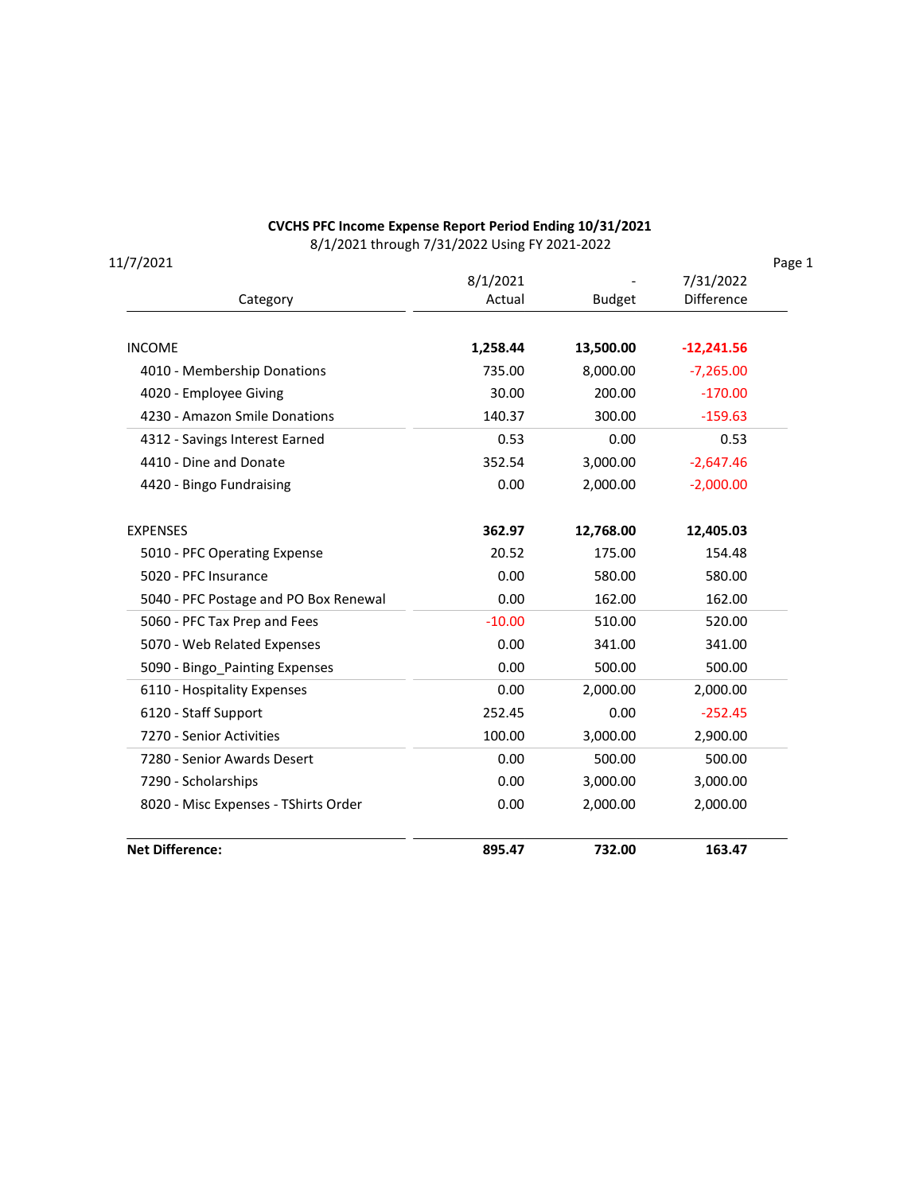**CVCHS PFC Income Expense Report Period Ending 10/31/2021**

8/1/2021 through 7/31/2022 Using FY 2021-2022

11/7/2021

| Category | 8/1/2021 Actual | - Budget | 7/31/2022 Difference |
|---|---|---|---|
| INCOME | **1,258.44** | **13,500.00** | **-12,241.56** |
| 4010 - Membership Donations | 735.00 | 8,000.00 | -7,265.00 |
| 4020 - Employee Giving | 30.00 | 200.00 | -170.00 |
| 4230 - Amazon Smile Donations | 140.37 | 300.00 | -159.63 |
| 4312 - Savings Interest Earned | 0.53 | 0.00 | 0.53 |
| 4410 - Dine and Donate | 352.54 | 3,000.00 | -2,647.46 |
| 4420 - Bingo Fundraising | 0.00 | 2,000.00 | -2,000.00 |
| EXPENSES | **362.97** | **12,768.00** | **12,405.03** |
| 5010 - PFC Operating Expense | 20.52 | 175.00 | 154.48 |
| 5020 - PFC Insurance | 0.00 | 580.00 | 580.00 |
| 5040 - PFC Postage and PO Box Renewal | 0.00 | 162.00 | 162.00 |
| 5060 - PFC Tax Prep and Fees | -10.00 | 510.00 | 520.00 |
| 5070 - Web Related Expenses | 0.00 | 341.00 | 341.00 |
| 5090 - Bingo_Painting Expenses | 0.00 | 500.00 | 500.00 |
| 6110 - Hospitality Expenses | 0.00 | 2,000.00 | 2,000.00 |
| 6120 - Staff Support | 252.45 | 0.00 | -252.45 |
| 7270 - Senior Activities | 100.00 | 3,000.00 | 2,900.00 |
| 7280 - Senior Awards Desert | 0.00 | 500.00 | 500.00 |
| 7290 - Scholarships | 0.00 | 3,000.00 | 3,000.00 |
| 8020 - Misc Expenses - TShirts Order | 0.00 | 2,000.00 | 2,000.00 |
| **Net Difference:** | **895.47** | **732.00** | **163.47** |